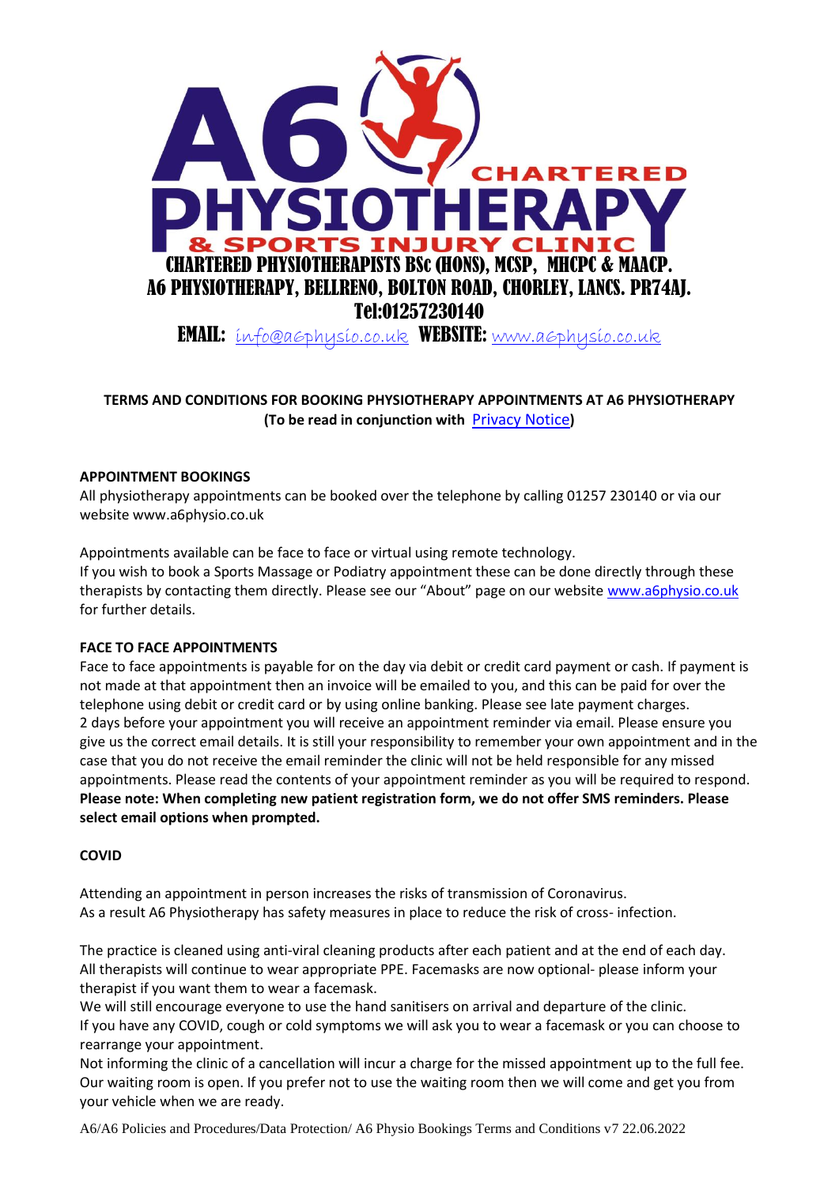A6 PHYSIOTHERAPY & SPORTS INJURY CLINIC

CHARTERED PHYSIOTHERAPISTS BSc (HONS), MCSP, MHCPC & MAACP.
A6 PHYSIOTHERAPY, BELLRENO, BOLTON ROAD, CHORLEY, LANCS. PR74AJ.
Tel:01257230140
**EMAIL:** info@a6physio.co.uk **WEBSITE:** www.a6physio.co.uk

**TERMS AND CONDITIONS FOR BOOKING PHYSIOTHERAPY APPOINTMENTS AT A6 PHYSIOTHERAPY**
**(To be read in conjunction with Privacy Notice)**

**APPOINTMENT BOOKINGS**

All physiotherapy appointments can be booked over the telephone by calling 01257 230140 or via our website www.a6physio.co.uk

Appointments available can be face to face or virtual using remote technology.
If you wish to book a Sports Massage or Podiatry appointment these can be done directly through these therapists by contacting them directly. Please see our "About" page on our website www.a6physio.co.uk for further details.

**FACE TO FACE APPOINTMENTS**

Face to face appointments is payable for on the day via debit or credit card payment or cash. If payment is not made at that appointment then an invoice will be emailed to you, and this can be paid for over the telephone using debit or credit card or by using online banking. Please see late payment charges.
2 days before your appointment you will receive an appointment reminder via email. Please ensure you give us the correct email details. It is still your responsibility to remember your own appointment and in the case that you do not receive the email reminder the clinic will not be held responsible for any missed appointments. Please read the contents of your appointment reminder as you will be required to respond.
**Please note: When completing new patient registration form, we do not offer SMS reminders. Please select email options when prompted.**

**COVID**

Attending an appointment in person increases the risks of transmission of Coronavirus.
As a result A6 Physiotherapy has safety measures in place to reduce the risk of cross- infection.

The practice is cleaned using anti-viral cleaning products after each patient and at the end of each day.
All therapists will continue to wear appropriate PPE. Facemasks are now optional- please inform your therapist if you want them to wear a facemask.
We will still encourage everyone to use the hand sanitisers on arrival and departure of the clinic.
If you have any COVID, cough or cold symptoms we will ask you to wear a facemask or you can choose to rearrange your appointment.
Not informing the clinic of a cancellation will incur a charge for the missed appointment up to the full fee.
Our waiting room is open. If you prefer not to use the waiting room then we will come and get you from your vehicle when we are ready.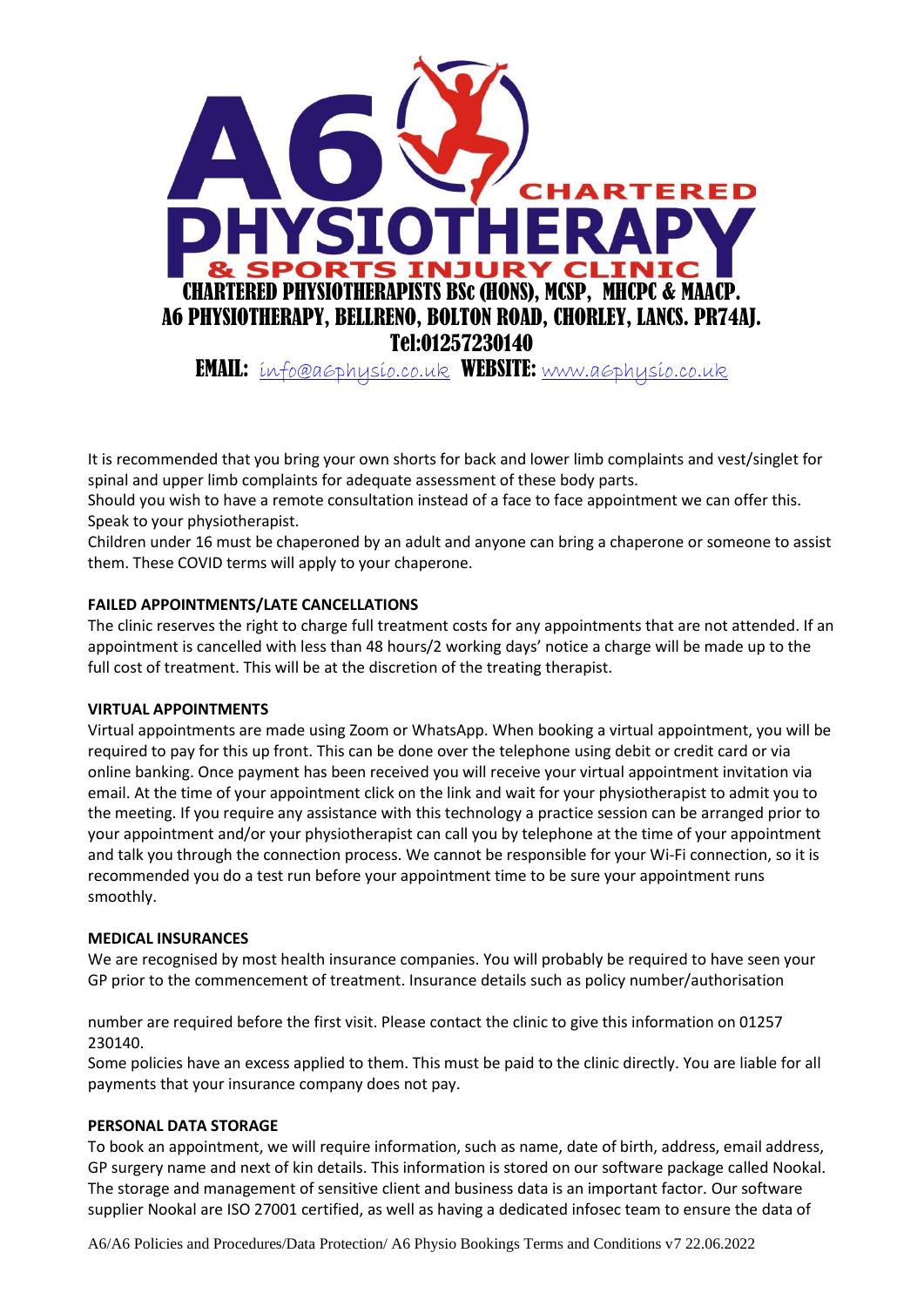CHARTERED PHYSIOTHERAPISTS BSc (HONS), MCSP, MHCPC & MAACP.
A6 PHYSIOTHERAPY, BELLRENO, BOLTON ROAD, CHORLEY, LANCS. PR74AJ.
Tel:01257230140
EMAIL: info@a6physio.co.uk WEBSITE: www.a6physio.co.uk

It is recommended that you bring your own shorts for back and lower limb complaints and vest/singlet for spinal and upper limb complaints for adequate assessment of these body parts.
Should you wish to have a remote consultation instead of a face to face appointment we can offer this. Speak to your physiotherapist.
Children under 16 must be chaperoned by an adult and anyone can bring a chaperone or someone to assist them. These COVID terms will apply to your chaperone.

**FAILED APPOINTMENTS/LATE CANCELLATIONS**

The clinic reserves the right to charge full treatment costs for any appointments that are not attended. If an appointment is cancelled with less than 48 hours/2 working days' notice a charge will be made up to the full cost of treatment. This will be at the discretion of the treating therapist.

**VIRTUAL APPOINTMENTS**

Virtual appointments are made using Zoom or WhatsApp. When booking a virtual appointment, you will be required to pay for this up front. This can be done over the telephone using debit or credit card or via online banking. Once payment has been received you will receive your virtual appointment invitation via email. At the time of your appointment click on the link and wait for your physiotherapist to admit you to the meeting. If you require any assistance with this technology a practice session can be arranged prior to your appointment and/or your physiotherapist can call you by telephone at the time of your appointment and talk you through the connection process. We cannot be responsible for your Wi-Fi connection, so it is recommended you do a test run before your appointment time to be sure your appointment runs smoothly.

**MEDICAL INSURANCES**

We are recognised by most health insurance companies. You will probably be required to have seen your GP prior to the commencement of treatment. Insurance details such as policy number/authorisation number are required before the first visit. Please contact the clinic to give this information on 01257 230140.
Some policies have an excess applied to them. This must be paid to the clinic directly. You are liable for all payments that your insurance company does not pay.

**PERSONAL DATA STORAGE**

To book an appointment, we will require information, such as name, date of birth, address, email address, GP surgery name and next of kin details. This information is stored on our software package called Nookal. The storage and management of sensitive client and business data is an important factor. Our software supplier Nookal are ISO 27001 certified, as well as having a dedicated infosec team to ensure the data of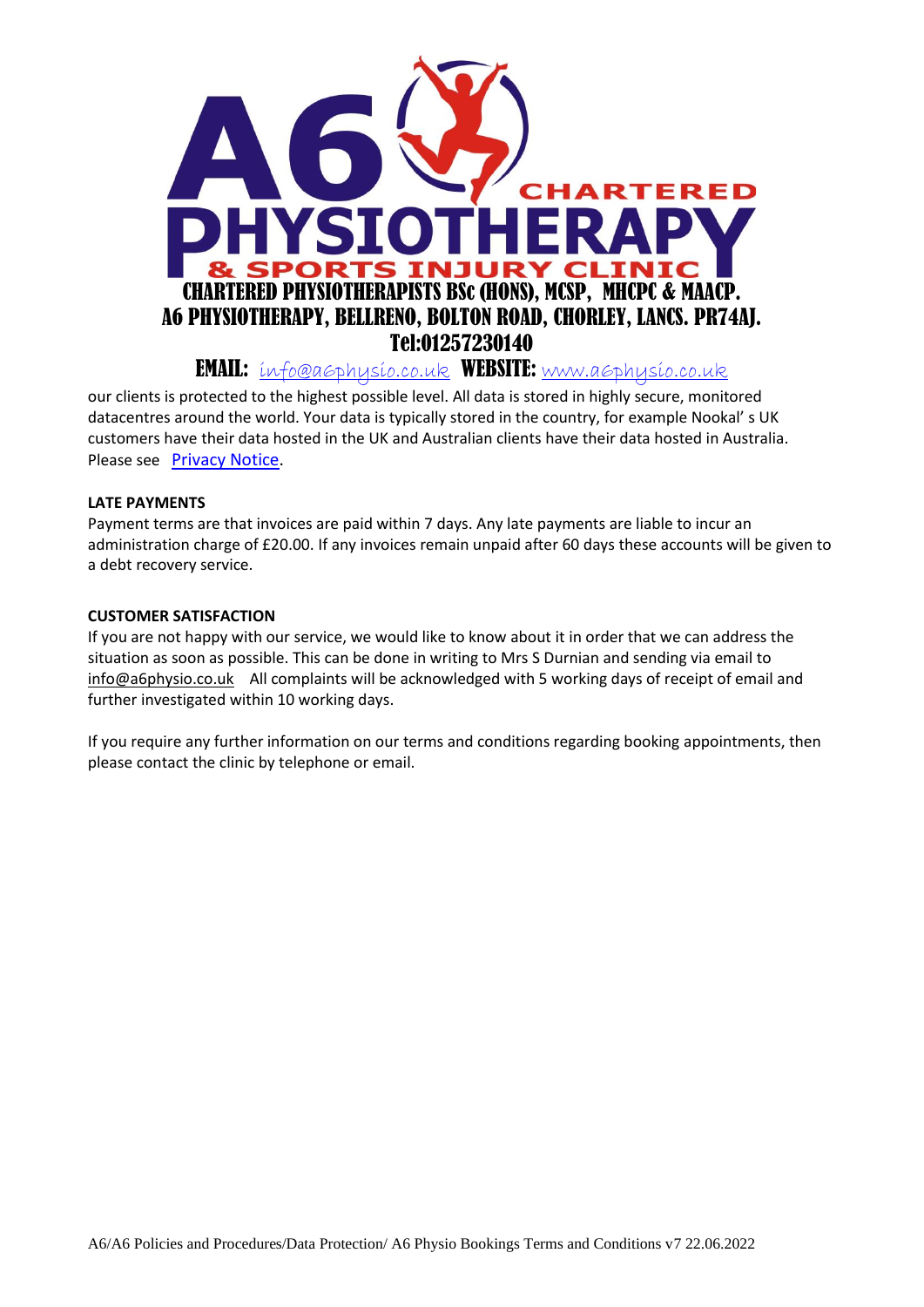our clients is protected to the highest possible level. All data is stored in highly secure, monitored datacentres around the world. Your data is typically stored in the country, for example Nookal' s UK customers have their data hosted in the UK and Australian clients have their data hosted in Australia. Please see Privacy Notice.

**LATE PAYMENTS**

Payment terms are that invoices are paid within 7 days. Any late payments are liable to incur an administration charge of £20.00. If any invoices remain unpaid after 60 days these accounts will be given to a debt recovery service.

**CUSTOMER SATISFACTION**

If you are not happy with our service, we would like to know about it in order that we can address the situation as soon as possible. This can be done in writing to Mrs S Durnian and sending via email to info@a6physio.co.uk All complaints will be acknowledged with 5 working days of receipt of email and further investigated within 10 working days.

If you require any further information on our terms and conditions regarding booking appointments, then please contact the clinic by telephone or email.